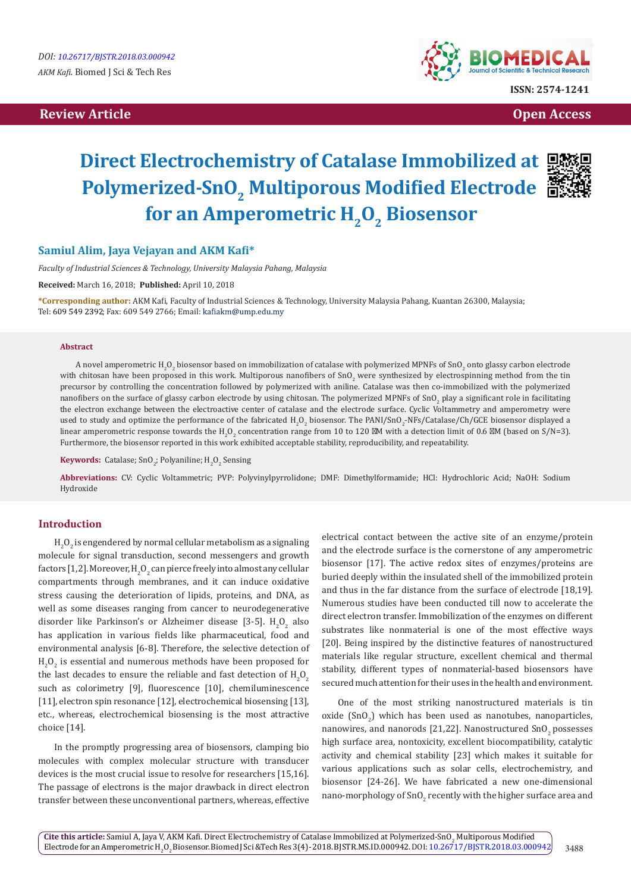DOI: 10.26717/BJSTR.2018.03.000942

*AKM Kafi.* Biomed J Sci & Tech Res

ISSN: 2574-1241

**Review Article** **Open Access**

# Direct Electrochemistry of Catalase Immobilized at Polymerized-$SnO_2$ Multiporous Modified Electrode for an Amperometric $H_2O_2$ Biosensor

**Samiul Alim, Jaya Vejayan and AKM Kafi***

*Faculty of Industrial Sciences & Technology, University Malaysia Pahang, Malaysia*

**Received:** March 16, 2018; **Published:** April 10, 2018

***Corresponding author:** AKM Kafi, Faculty of Industrial Sciences & Technology, University Malaysia Pahang, Kuantan 26300, Malaysia; Tel: 609 549 2392; Fax: 609 549 2766; Email: kafiakm@ump.edu.my

### Abstract

A novel amperometric $H_2O_2$ biosensor based on immobilization of catalase with polymerized MPNFs of $SnO_2$ onto glassy carbon electrode with chitosan have been proposed in this work. Multiporous nanofibers of $SnO_2$ were synthesized by electrospinning method from the tin precursor by controlling the concentration followed by polymerized with aniline. Catalase was then co-immobilized with the polymerized nanofibers on the surface of glassy carbon electrode by using chitosan. The polymerized MPNFs of $SnO_2$ play a significant role in facilitating the electron exchange between the electroactive center of catalase and the electrode surface. Cyclic Voltammetry and amperometry were used to study and optimize the performance of the fabricated $H_2O_2$ biosensor. The PANI/$SnO_2$-NFs/Catalase/Ch/GCE biosensor displayed a linear amperometric response towards the $H_2O_2$ concentration range from 10 to 120 μM with a detection limit of 0.6 μM (based on S/N=3). Furthermore, the biosensor reported in this work exhibited acceptable stability, reproducibility, and repeatability.

**Keywords:** Catalase; $SnO_2$; Polyaniline; $H_2O_2$ Sensing

**Abbreviations:** CV: Cyclic Voltammetric; PVP: Polyvinylpyrrolidone; DMF: Dimethylformamide; HCl: Hydrochloric Acid; NaOH: Sodium Hydroxide

## Introduction

$H_2O_2$ is engendered by normal cellular metabolism as a signaling molecule for signal transduction, second messengers and growth factors [1,2]. Moreover, $H_2O_2$ can pierce freely into almost any cellular compartments through membranes, and it can induce oxidative stress causing the deterioration of lipids, proteins, and DNA, as well as some diseases ranging from cancer to neurodegenerative disorder like Parkinson's or Alzheimer disease [3-5]. $H_2O_2$ also has application in various fields like pharmaceutical, food and environmental analysis [6-8]. Therefore, the selective detection of $H_2O_2$ is essential and numerous methods have been proposed for the last decades to ensure the reliable and fast detection of $H_2O_2$ such as colorimetry [9], fluorescence [10], chemiluminescence [11], electron spin resonance [12], electrochemical biosensing [13], etc., whereas, electrochemical biosensing is the most attractive choice [14].

In the promptly progressing area of biosensors, clamping bio molecules with complex molecular structure with transducer devices is the most crucial issue to resolve for researchers [15,16]. The passage of electrons is the major drawback in direct electron transfer between these unconventional partners, whereas, effective electrical contact between the active site of an enzyme/protein and the electrode surface is the cornerstone of any amperometric biosensor [17]. The active redox sites of enzymes/proteins are buried deeply within the insulated shell of the immobilized protein and thus in the far distance from the surface of electrode [18,19]. Numerous studies have been conducted till now to accelerate the direct electron transfer. Immobilization of the enzymes on different substrates like nonmaterial is one of the most effective ways [20]. Being inspired by the distinctive features of nanostructured materials like regular structure, excellent chemical and thermal stability, different types of nonmaterial-based biosensors have secured much attention for their uses in the health and environment.

One of the most striking nanostructured materials is tin oxide ($SnO_2$) which has been used as nanotubes, nanoparticles, nanowires, and nanorods [21,22]. Nanostructured $SnO_2$ possesses high surface area, nontoxicity, excellent biocompatibility, catalytic activity and chemical stability [23] which makes it suitable for various applications such as solar cells, electrochemistry, and biosensor [24-26]. We have fabricated a new one-dimensional nano-morphology of $SnO_2$ recently with the higher surface area and

**Cite this article:** Samiul A, Jaya V, AKM Kafi. Direct Electrochemistry of Catalase Immobilized at Polymerized-$SnO_2$ Multiporous Modified Electrode for an Amperometric $H_2O_2$ Biosensor. Biomed J Sci &Tech Res 3(4)- 2018. BJSTR.MS.ID.000942. DOI: 10.26717/BJSTR.2018.03.000942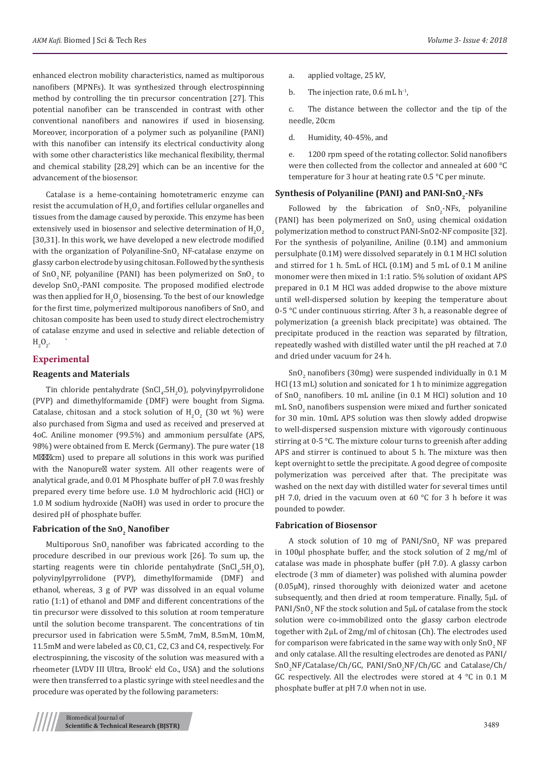enhanced electron mobility characteristics, named as multiporous nanofibers (MPNFs). It was synthesized through electrospinning method by controlling the tin precursor concentration [27]. This potential nanofiber can be transcended in contrast with other conventional nanofibers and nanowires if used in biosensing. Moreover, incorporation of a polymer such as polyaniline (PANI) with this nanofiber can intensify its electrical conductivity along with some other characteristics like mechanical flexibility, thermal and chemical stability [28,29] which can be an incentive for the advancement of the biosensor.

Catalase is a heme-containing homotetrameric enzyme can resist the accumulation of $H_2O_2$ and fortifies cellular organelles and tissues from the damage caused by peroxide. This enzyme has been extensively used in biosensor and selective determination of $H_2O_2$ [30,31]. In this work, we have developed a new electrode modified with the organization of Polyaniline-$SnO_2$ NF-catalase enzyme on glassy carbon electrode by using chitosan. Followed by the synthesis of $SnO_2$ NF, polyaniline (PANI) has been polymerized on $SnO_2$ to develop $SnO_2$-PANI composite. The proposed modified electrode was then applied for $H_2O_2$ biosensing. To the best of our knowledge for the first time, polymerized multiporous nanofibers of $SnO_2$ and chitosan composite has been used to study direct electrochemistry of catalase enzyme and used in selective and reliable detection of $H_2O_2$. `

## Experimental

### Reagents and Materials

Tin chloride pentahydrate ($SnCl_4.5H_2O$), polyvinylpyrrolidone (PVP) and dimethylformamide (DMF) were bought from Sigma. Catalase, chitosan and a stock solution of $H_2O_2$ (30 wt %) were also purchased from Sigma and used as received and preserved at 4oC. Aniline monomer (99.5%) and ammonium persulfate (APS, 98%) were obtained from E. Merck (Germany). The pure water (18 M cm) used to prepare all solutions in this work was purified with the Nanopure water system. All other reagents were of analytical grade, and 0.01 M Phosphate buffer of pH 7.0 was freshly prepared every time before use. 1.0 M hydrochloric acid (HCl) or 1.0 M sodium hydroxide (NaOH) was used in order to procure the desired pH of phosphate buffer.

### Fabrication of the $SnO_2$ Nanofiber

Multiporous $SnO_2$ nanofiber was fabricated according to the procedure described in our previous work [26]. To sum up, the starting reagents were tin chloride pentahydrate ($SnCl_4.5H_2O$), polyvinylpyrrolidone (PVP), dimethylformamide (DMF) and ethanol, whereas, 3 g of PVP was dissolved in an equal volume ratio (1:1) of ethanol and DMF and different concentrations of the tin precursor were dissolved to this solution at room temperature until the solution become transparent. The concentrations of tin precursor used in fabrication were 5.5mM, 7mM, 8.5mM, 10mM, 11.5mM and were labeled as C0, C1, C2, C3 and C4, respectively. For electrospinning, the viscosity of the solution was measured with a rheometer (LVDV III Ultra, Brookfield Co., USA) and the solutions were then transferred to a plastic syringe with steel needles and the procedure was operated by the following parameters:

a. applied voltage, 25 kV,

b. The injection rate, 0.6 mL $h^{-1}$,

c. The distance between the collector and the tip of the needle, 20cm

d. Humidity, 40-45%, and

e. 1200 rpm speed of the rotating collector. Solid nanofibers were then collected from the collector and annealed at 600 °C temperature for 3 hour at heating rate 0.5 °C per minute.

### Synthesis of Polyaniline (PANI) and PANI-$SnO_2$-NFs

Followed by the fabrication of $SnO_2$-NFs, polyaniline (PANI) has been polymerized on $SnO_2$ using chemical oxidation polymerization method to construct PANI-SnO2-NF composite [32]. For the synthesis of polyaniline, Aniline (0.1M) and ammonium persulphate (0.1M) were dissolved separately in 0.1 M HCl solution and stirred for 1 h. 5mL of HCL (0.1M) and 5 mL of 0.1 M aniline monomer were then mixed in 1:1 ratio. 5% solution of oxidant APS prepared in 0.1 M HCl was added dropwise to the above mixture until well-dispersed solution by keeping the temperature about 0-5 °C under continuous stirring. After 3 h, a reasonable degree of polymerization (a greenish black precipitate) was obtained. The precipitate produced in the reaction was separated by filtration, repeatedly washed with distilled water until the pH reached at 7.0 and dried under vacuum for 24 h.

$SnO_2$ nanofibers (30mg) were suspended individually in 0.1 M HCl (13 mL) solution and sonicated for 1 h to minimize aggregation of $SnO_2$ nanofibers. 10 mL aniline (in 0.1 M HCl) solution and 10 mL $SnO_2$ nanofibers suspension were mixed and further sonicated for 30 min. 10mL APS solution was then slowly added dropwise to well-dispersed suspension mixture with vigorously continuous stirring at 0-5 °C. The mixture colour turns to greenish after adding APS and stirrer is continued to about 5 h. The mixture was then kept overnight to settle the precipitate. A good degree of composite polymerization was perceived after that. The precipitate was washed on the next day with distilled water for several times until pH 7.0, dried in the vacuum oven at 60 °C for 3 h before it was pounded to powder.

### Fabrication of Biosensor

A stock solution of 10 mg of PANI/$SnO_2$ NF was prepared in 100μl phosphate buffer, and the stock solution of 2 mg/ml of catalase was made in phosphate buffer (pH 7.0). A glassy carbon electrode (3 mm of diameter) was polished with alumina powder (0.05μM), rinsed thoroughly with deionized water and acetone subsequently, and then dried at room temperature. Finally, 5μL of PANI/$SnO_2$ NF the stock solution and 5μL of catalase from the stock solution were co-immobilized onto the glassy carbon electrode together with 2μL of 2mg/ml of chitosan (Ch). The electrodes used for comparison were fabricated in the same way with only $SnO_2$ NF and only catalase. All the resulting electrodes are denoted as PANI/$SnO_2$NF/Catalase/Ch/GC, PANI/$SnO_2$NF/Ch/GC and Catalase/Ch/GC respectively. All the electrodes were stored at 4 °C in 0.1 M phosphate buffer at pH 7.0 when not in use.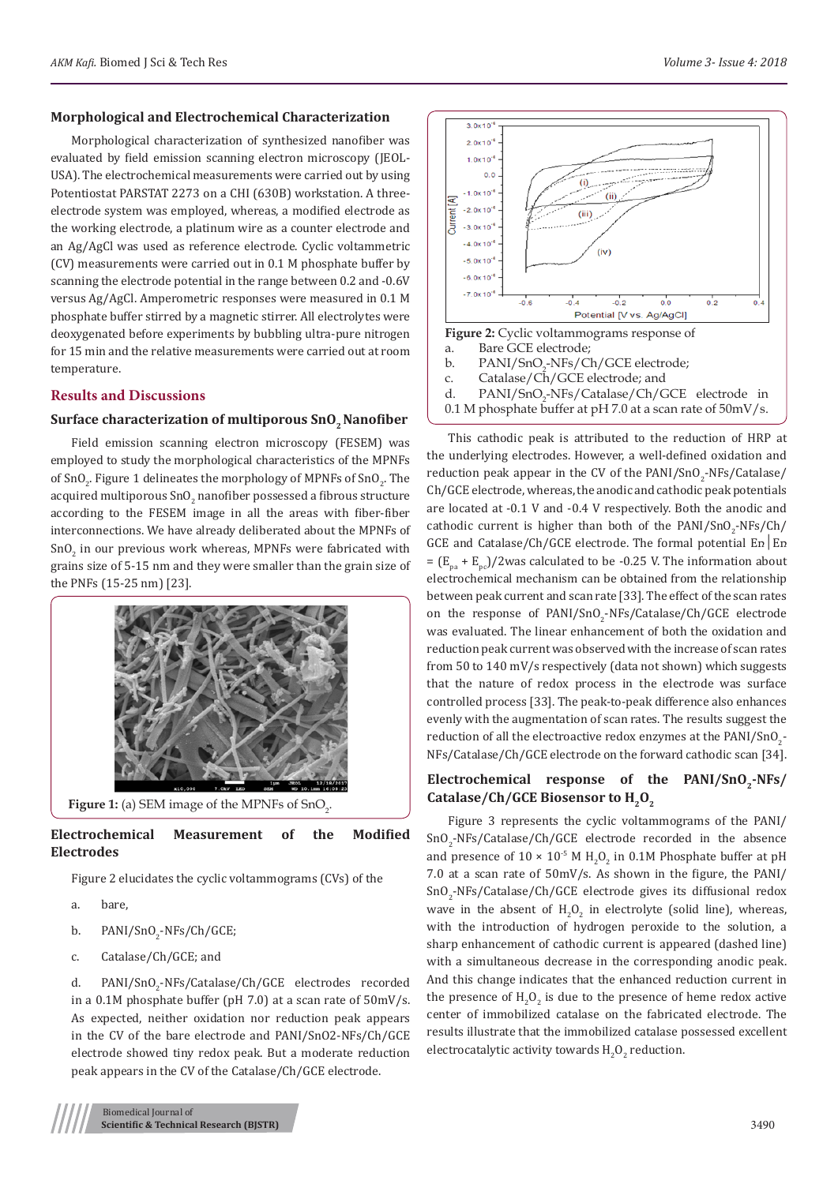### Morphological and Electrochemical Characterization

Morphological characterization of synthesized nanofiber was evaluated by field emission scanning electron microscopy (JEOL-USA). The electrochemical measurements were carried out by using Potentiostat PARSTAT 2273 on a CHI (630B) workstation. A three-electrode system was employed, whereas, a modified electrode as the working electrode, a platinum wire as a counter electrode and an Ag/AgCl was used as reference electrode. Cyclic voltammetric (CV) measurements were carried out in 0.1 M phosphate buffer by scanning the electrode potential in the range between 0.2 and -0.6V versus Ag/AgCl. Amperometric responses were measured in 0.1 M phosphate buffer stirred by a magnetic stirrer. All electrolytes were deoxygenated before experiments by bubbling ultra-pure nitrogen for 15 min and the relative measurements were carried out at room temperature.

## Results and Discussions

### Surface characterization of multiporous $SnO_2$ Nanofiber

Field emission scanning electron microscopy (FESEM) was employed to study the morphological characteristics of the MPNFs of $SnO_2$. Figure 1 delineates the morphology of MPNFs of $SnO_2$. The acquired multiporous $SnO_2$ nanofiber possessed a fibrous structure according to the FESEM image in all the areas with fiber-fiber interconnections. We have already deliberated about the MPNFs of $SnO_2$ in our previous work whereas, MPNFs were fabricated with grains size of 5-15 nm and they were smaller than the grain size of the PNFs (15-25 nm) [23].

**Figure 1:** (a) SEM image of the MPNFs of $SnO_2$.

### Electrochemical Measurement of the Modified Electrodes

Figure 2 elucidates the cyclic voltammograms (CVs) of the

a. bare,

b. PANI/$SnO_2$-NFs/Ch/GCE;

c. Catalase/Ch/GCE; and

d. PANI/$SnO_2$-NFs/Catalase/Ch/GCE electrodes recorded in a 0.1M phosphate buffer (pH 7.0) at a scan rate of 50mV/s. As expected, neither oxidation nor reduction peak appears in the CV of the bare electrode and PANI/SnO2-NFs/Ch/GCE electrode showed tiny redox peak. But a moderate reduction peak appears in the CV of the Catalase/Ch/GCE electrode.

**Figure 2:** Cyclic voltammograms response of
a. Bare GCE electrode;
b. PANI/$SnO_2$-NFs/Ch/GCE electrode;
c. Catalase/Ch/GCE electrode; and
d. PANI/$SnO_2$-NFs/Catalase/Ch/GCE electrode in 0.1 M phosphate buffer at pH 7.0 at a scan rate of 50mV/s.

This cathodic peak is attributed to the reduction of HRP at the underlying electrodes. However, a well-defined oxidation and reduction peak appear in the CV of the PANI/$SnO_2$-NFs/Catalase/Ch/GCE electrode, whereas, the anodic and cathodic peak potentials are located at -0.1 V and -0.4 V respectively. Both the anodic and cathodic current is higher than both of the PANI/$SnO_2$-NFs/Ch/GCE and Catalase/Ch/GCE electrode. The formal potential Eɒ|Eɒ = $(E_{pa} + E_{pc})/2$was calculated to be -0.25 V. The information about electrochemical mechanism can be obtained from the relationship between peak current and scan rate [33]. The effect of the scan rates on the response of PANI/$SnO_2$-NFs/Catalase/Ch/GCE electrode was evaluated. The linear enhancement of both the oxidation and reduction peak current was observed with the increase of scan rates from 50 to 140 mV/s respectively (data not shown) which suggests that the nature of redox process in the electrode was surface controlled process [33]. The peak-to-peak difference also enhances evenly with the augmentation of scan rates. The results suggest the reduction of all the electroactive redox enzymes at the PANI/$SnO_2$-NFs/Catalase/Ch/GCE electrode on the forward cathodic scan [34].

### Electrochemical response of the PANI/$SnO_2$-NFs/Catalase/Ch/GCE Biosensor to $H_2O_2$

Figure 3 represents the cyclic voltammograms of the PANI/$SnO_2$-NFs/Catalase/Ch/GCE electrode recorded in the absence and presence of $10 \times 10^{-5}$ M $H_2O_2$ in 0.1M Phosphate buffer at pH 7.0 at a scan rate of 50mV/s. As shown in the figure, the PANI/$SnO_2$-NFs/Catalase/Ch/GCE electrode gives its diffusional redox wave in the absent of $H_2O_2$ in electrolyte (solid line), whereas, with the introduction of hydrogen peroxide to the solution, a sharp enhancement of cathodic current is appeared (dashed line) with a simultaneous decrease in the corresponding anodic peak. And this change indicates that the enhanced reduction current in the presence of $H_2O_2$ is due to the presence of heme redox active center of immobilized catalase on the fabricated electrode. The results illustrate that the immobilized catalase possessed excellent electrocatalytic activity towards $H_2O_2$ reduction.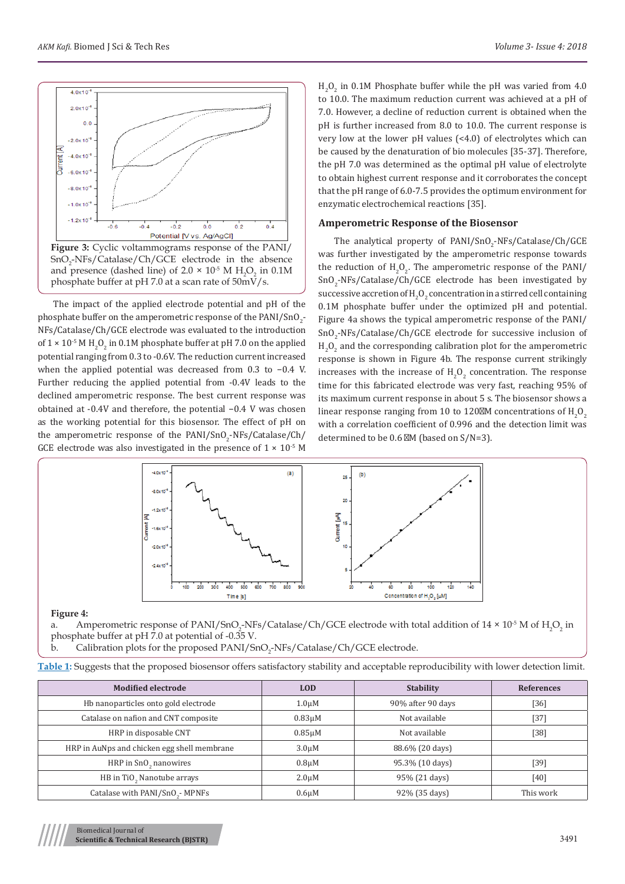**Figure 3:** Cyclic voltammograms response of the PANI/$SnO_2$-NFs/Catalase/Ch/GCE electrode in the absence and presence (dashed line) of $2.0 \times 10^{-5}$ M $H_2O_2$ in 0.1M phosphate buffer at pH 7.0 at a scan rate of 50mV/s.

The impact of the applied electrode potential and pH of the phosphate buffer on the amperometric response of the PANI/$SnO_2$-NFs/Catalase/Ch/GCE electrode was evaluated to the introduction of $1 \times 10^{-5}$ M $H_2O_2$ in 0.1M phosphate buffer at pH 7.0 on the applied potential ranging from 0.3 to -0.6V. The reduction current increased when the applied potential was decreased from 0.3 to −0.4 V. Further reducing the applied potential from -0.4V leads to the declined amperometric response. The best current response was obtained at -0.4V and therefore, the potential −0.4 V was chosen as the working potential for this biosensor. The effect of pH on the amperometric response of the PANI/$SnO_2$-NFs/Catalase/Ch/GCE electrode was also investigated in the presence of $1 \times 10^{-5}$ M $H_2O_2$ in 0.1M Phosphate buffer while the pH was varied from 4.0 to 10.0. The maximum reduction current was achieved at a pH of 7.0. However, a decline of reduction current is obtained when the pH is further increased from 8.0 to 10.0. The current response is very low at the lower pH values (<4.0) of electrolytes which can be caused by the denaturation of bio molecules [35-37]. Therefore, the pH 7.0 was determined as the optimal pH value of electrolyte to obtain highest current response and it corroborates the concept that the pH range of 6.0-7.5 provides the optimum environment for enzymatic electrochemical reactions [35].

### Amperometric Response of the Biosensor

The analytical property of PANI/$SnO_2$-NFs/Catalase/Ch/GCE was further investigated by the amperometric response towards the reduction of $H_2O_2$. The amperometric response of the PANI/$SnO_2$-NFs/Catalase/Ch/GCE electrode has been investigated by successive accretion of $H_2O_2$ concentration in a stirred cell containing 0.1M phosphate buffer under the optimized pH and potential. Figure 4a shows the typical amperometric response of the PANI/$SnO_2$-NFs/Catalase/Ch/GCE electrode for successive inclusion of $H_2O_2$ and the corresponding calibration plot for the amperometric response is shown in Figure 4b. The response current strikingly increases with the increase of $H_2O_2$ concentration. The response time for this fabricated electrode was very fast, reaching 95% of its maximum current response in about 5 s. The biosensor shows a linear response ranging from 10 to 120μM concentrations of $H_2O_2$ with a correlation coefficient of 0.996 and the detection limit was determined to be 0.6 μM (based on S/N=3).

**Figure 4:**

a. Amperometric response of PANI/$SnO_2$-NFs/Catalase/Ch/GCE electrode with total addition of $14 \times 10^{-5}$ M of $H_2O_2$ in phosphate buffer at pH 7.0 at potential of -0.35 V.

b. Calibration plots for the proposed PANI/$SnO_2$-NFs/Catalase/Ch/GCE electrode.

**Table 1:** Suggests that the proposed biosensor offers satisfactory stability and acceptable reproducibility with lower detection limit.

| Modified electrode | LOD | Stability | References |
|---|---|---|---|
| Hb nanoparticles onto gold electrode | 1.0μM | 90% after 90 days | [36] |
| Catalase on nafion and CNT composite | 0.83μM | Not available | [37] |
| HRP in disposable CNT | 0.85μM | Not available | [38] |
| HRP in AuNps and chicken egg shell membrane | 3.0μM | 88.6% (20 days) | |
| HRP in $SnO_2$ nanowires | 0.8μM | 95.3% (10 days) | [39] |
| HB in $TiO_2$ Nanotube arrays | 2.0μM | 95% (21 days) | [40] |
| Catalase with PANI/$SnO_2$- MPNFs | 0.6μM | 92% (35 days) | This work |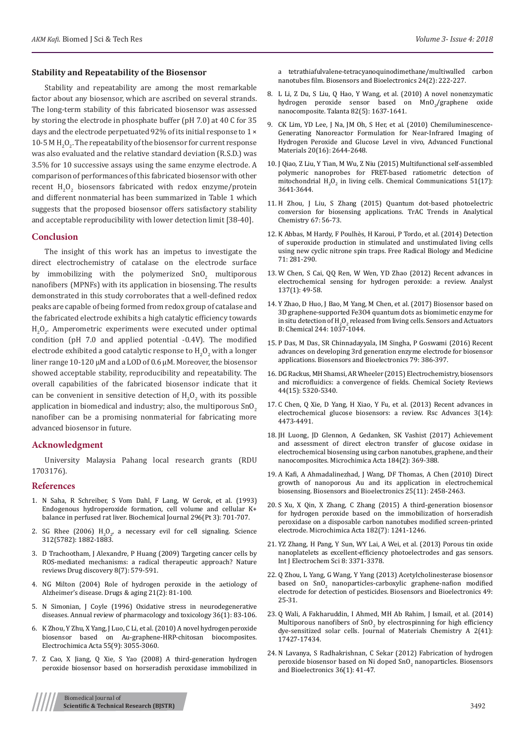### Stability and Repeatability of the Biosensor

Stability and repeatability are among the most remarkable factor about any biosensor, which are ascribed on several strands. The long-term stability of this fabricated biosensor was assessed by storing the electrode in phosphate buffer (pH 7.0) at 40 C for 35 days and the electrode perpetuated 92% of its initial response to 1 × 10-5 M $H_2O_2$. The repeatability of the biosensor for current response was also evaluated and the relative standard deviation (R.S.D.) was 3.5% for 10 successive assays using the same enzyme electrode. A comparison of performances of this fabricated biosensor with other recent $H_2O_2$ biosensors fabricated with redox enzyme/protein and different nonmaterial has been summarized in Table 1 which suggests that the proposed biosensor offers satisfactory stability and acceptable reproducibility with lower detection limit [38-40].

## Conclusion

The insight of this work has an impetus to investigate the direct electrochemistry of catalase on the electrode surface by immobilizing with the polymerized $SnO_2$ multiporous nanofibers (MPNFs) with its application in biosensing. The results demonstrated in this study corroborates that a well-defined redox peaks are capable of being formed from redox group of catalase and the fabricated electrode exhibits a high catalytic efficiency towards $H_2O_2$. Amperometric experiments were executed under optimal condition (pH 7.0 and applied potential -0.4V). The modified electrode exhibited a good catalytic response to $H_2O_2$ with a longer liner range 10-120 μM and a LOD of 0.6 μM. Moreover, the biosensor showed acceptable stability, reproducibility and repeatability. The overall capabilities of the fabricated biosensor indicate that it can be convenient in sensitive detection of $H_2O_2$ with its possible application in biomedical and industry; also, the multiporous $SnO_2$ nanofiber can be a promising nonmaterial for fabricating more advanced biosensor in future.

## Acknowledgment

University Malaysia Pahang local research grants (RDU 1703176).

## References

1. N Saha, R Schreiber, S Vom Dahl, F Lang, W Gerok, et al. (1993) Endogenous hydroperoxide formation, cell volume and cellular K+ balance in perfused rat liver. Biochemical Journal 296(Pt 3): 701-707.
2. SG Rhee (2006) $H_2O_2$, a necessary evil for cell signaling. Science 312(5782): 1882-1883.
3. D Trachootham, J Alexandre, P Huang (2009) Targeting cancer cells by ROS-mediated mechanisms: a radical therapeutic approach? Nature reviews Drug discovery 8(7): 579-591.
4. NG Milton (2004) Role of hydrogen peroxide in the aetiology of Alzheimer's disease. Drugs & aging 21(2): 81-100.
5. N Simonian, J Coyle (1996) Oxidative stress in neurodegenerative diseases. Annual review of pharmacology and toxicology 36(1): 83-106.
6. K Zhou, Y Zhu, X Yang, J Luo, C Li, et al. (2010) A novel hydrogen peroxide biosensor based on Au-graphene-HRP-chitosan biocomposites. Electrochimica Acta 55(9): 3055-3060.
7. Z Cao, X Jiang, Q Xie, S Yao (2008) A third-generation hydrogen peroxide biosensor based on horseradish peroxidase immobilized in a tetrathiafulvalene-tetracyanoquinodimethane/multiwalled carbon nanotubes film. Biosensors and Bioelectronics 24(2): 222-227.
8. L Li, Z Du, S Liu, Q Hao, Y Wang, et al. (2010) A novel nonenzymatic hydrogen peroxide sensor based on $MnO_2$/graphene oxide nanocomposite. Talanta 82(5): 1637-1641.
9. CK Lim, YD Lee, J Na, JM Oh, S Her, et al. (2010) Chemiluminescence-Generating Nanoreactor Formulation for Near-Infrared Imaging of Hydrogen Peroxide and Glucose Level in vivo, Advanced Functional Materials 20(16): 2644-2648.
10. J Qiao, Z Liu, Y Tian, M Wu, Z Niu (2015) Multifunctional self-assembled polymeric nanoprobes for FRET-based ratiometric detection of mitochondrial $H_2O_2$ in living cells. Chemical Communications 51(17): 3641-3644.
11. H Zhou, J Liu, S Zhang (2015) Quantum dot-based photoelectric conversion for biosensing applications. TrAC Trends in Analytical Chemistry 67: 56-73.
12. K Abbas, M Hardy, F Poulhès, H Karoui, P Tordo, et al. (2014) Detection of superoxide production in stimulated and unstimulated living cells using new cyclic nitrone spin traps. Free Radical Biology and Medicine 71: 281-290.
13. W Chen, S Cai, QQ Ren, W Wen, YD Zhao (2012) Recent advances in electrochemical sensing for hydrogen peroxide: a review. Analyst 137(1): 49-58.
14. Y Zhao, D Huo, J Bao, M Yang, M Chen, et al. (2017) Biosensor based on 3D graphene-supported Fe3O4 quantum dots as biomimetic enzyme for in situ detection of $H_2O_2$ released from living cells. Sensors and Actuators B: Chemical 244: 1037-1044.
15. P Das, M Das, SR Chinnadayyala, IM Singha, P Goswami (2016) Recent advances on developing 3rd generation enzyme electrode for biosensor applications. Biosensors and Bioelectronics 79: 386-397.
16. DG Rackus, MH Shamsi, AR Wheeler (2015) Electrochemistry, biosensors and microfluidics: a convergence of fields. Chemical Society Reviews 44(15): 5320-5340.
17. C Chen, Q Xie, D Yang, H Xiao, Y Fu, et al. (2013) Recent advances in electrochemical glucose biosensors: a review. Rsc Advances 3(14): 4473-4491.
18. JH Luong, JD Glennon, A Gedanken, SK Vashist (2017) Achievement and assessment of direct electron transfer of glucose oxidase in electrochemical biosensing using carbon nanotubes, graphene, and their nanocomposites. Microchimica Acta 184(2): 369-388.
19. A Kafi, A Ahmadalinezhad, J Wang, DF Thomas, A Chen (2010) Direct growth of nanoporous Au and its application in electrochemical biosensing. Biosensors and Bioelectronics 25(11): 2458-2463.
20. S Xu, X Qin, X Zhang, C Zhang (2015) A third-generation biosensor for hydrogen peroxide based on the immobilization of horseradish peroxidase on a disposable carbon nanotubes modified screen-printed electrode. Microchimica Acta 182(7): 1241-1246.
21. YZ Zhang, H Pang, Y Sun, WY Lai, A Wei, et al. (2013) Porous tin oxide nanoplatelets as excellent-efficiency photoelectrodes and gas sensors. Int J Electrochem Sci 8: 3371-3378.
22. Q Zhou, L Yang, G Wang, Y Yang (2013) Acetylcholinesterase biosensor based on $SnO_2$ nanoparticles-carboxylic graphene-nafion modified electrode for detection of pesticides. Biosensors and Bioelectronics 49: 25-31.
23. Q Wali, A Fakharuddin, I Ahmed, MH Ab Rahim, J Ismail, et al. (2014) Multiporous nanofibers of $SnO_2$ by electrospinning for high efficiency dye-sensitized solar cells. Journal of Materials Chemistry A 2(41): 17427-17434.
24. N Lavanya, S Radhakrishnan, C Sekar (2012) Fabrication of hydrogen peroxide biosensor based on Ni doped $SnO_2$ nanoparticles. Biosensors and Bioelectronics 36(1): 41-47.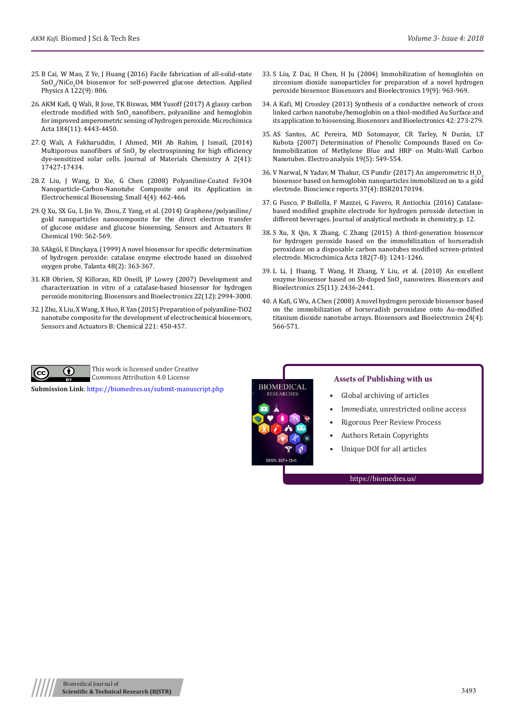25. B Cai, W Mao, Z Ye, J Huang (2016) Facile fabrication of all-solid-state $SnO_2$/$NiCo_2O4$ biosensor for self-powered glucose detection. Applied Physics A 122(9): 806.

26. AKM Kafi, Q Wali, R Jose, TK Biswas, MM Yusoff (2017) A glassy carbon electrode modified with $SnO_2$ nanofibers, polyaniline and hemoglobin for improved amperometric sensing of hydrogen peroxide. Microchimica Acta 184(11): 4443-4450.

27. Q Wali, A Fakharuddin, I Ahmed, MH Ab Rahim, J Ismail, (2014) Multiporous nanofibers of $SnO_2$ by electrospinning for high efficiency dye-sensitized solar cells. Journal of Materials Chemistry A 2(41): 17427-17434.

28. Z Liu, J Wang, D Xie, G Chen (2008) Polyaniline-Coated Fe3O4 Nanoparticle-Carbon-Nanotube Composite and its Application in Electrochemical Biosensing. Small 4(4): 462-466.

29. Q Xu, SX Gu, L Jin Ye, Zhou, Z Yang, et al. (2014) Graphene/polyaniline/gold nanoparticles nanocomposite for the direct electron transfer of glucose oxidase and glucose biosensing, Sensors and Actuators B: Chemical 190: 562-569.

30. SAkgöl, E Dinçkaya, (1999) A novel biosensor for specific determination of hydrogen peroxide: catalase enzyme electrode based on dissolved oxygen probe. Talanta 48(2): 363-367.

31. KB Obrien, SJ Killoran, RD Oneill, JP Lowry (2007) Development and characterization in vitro of a catalase-based biosensor for hydrogen peroxide monitoring. Biosensors and Bioelectronics 22(12): 2994-3000.

32. J Zhu, X Liu, X Wang, X Huo, R Yan (2015) Preparation of polyaniline-TiO2 nanotube composite for the development of electrochemical biosensors, Sensors and Actuators B: Chemical 221: 450-457.

33. S Liu, Z Dai, H Chen, H Ju (2004) Immobilization of hemoglobin on zirconium dioxide nanoparticles for preparation of a novel hydrogen peroxide biosensor. Biosensors and Bioelectronics 19(9): 963-969.

34. A Kafi, MJ Crossley (2013) Synthesis of a conductive network of cross linked carbon nanotube/hemoglobin on a thiol-modified Au Surface and its application to biosensing. Biosensors and Bioelectronics 42: 273-279.

35. AS Santos, AC Pereira, MD Sotomayor, CR Tarley, N Durán, LT Kubota (2007) Determination of Phenolic Compounds Based on Co-Immobilization of Methylene Blue and HRP on Multi-Wall Carbon Nanotubes. Electro analysis 19(5): 549-554.

36. V Narwal, N Yadav, M Thakur, CS Pundir (2017) An amperometric $H_2O_2$ biosensor based on hemoglobin nanoparticles immobilized on to a gold electrode. Bioscience reports 37(4): BSR20170194.

37. G Fusco, P Bollella, F Mazzei, G Favero, R Antiochia (2016) Catalase-based modified graphite electrode for hydrogen peroxide detection in different beverages. Journal of analytical methods in chemistry, p. 12.

38. S Xu, X Qin, X Zhang, C Zhang (2015) A third-generation biosensor for hydrogen peroxide based on the immobilization of horseradish peroxidase on a disposable carbon nanotubes modified screen-printed electrode. Microchimica Acta 182(7-8): 1241-1246.

39. L Li, J Huang, T Wang, H Zhang, Y Liu, et al. (2010) An excellent enzyme biosensor based on Sb-doped $SnO_2$ nanowires. Biosensors and Bioelectronics 25(11): 2436-2441.

40. A Kafi, G Wu, A Chen (2008) A novel hydrogen peroxide biosensor based on the immobilization of horseradish peroxidase onto Au-modified titanium dioxide nanotube arrays. Biosensors and Bioelectronics 24(4): 566-571.

This work is licensed under Creative Commons Attribution 4.0 License

**Submission Link**: https://biomedres.us/submit-manuscript.php

### Assets of Publishing with us

- Global archiving of articles
- Immediate, unrestricted online access
- Rigorous Peer Review Process
- Authors Retain Copyrights
- Unique DOI for all articles

https://biomedres.us/